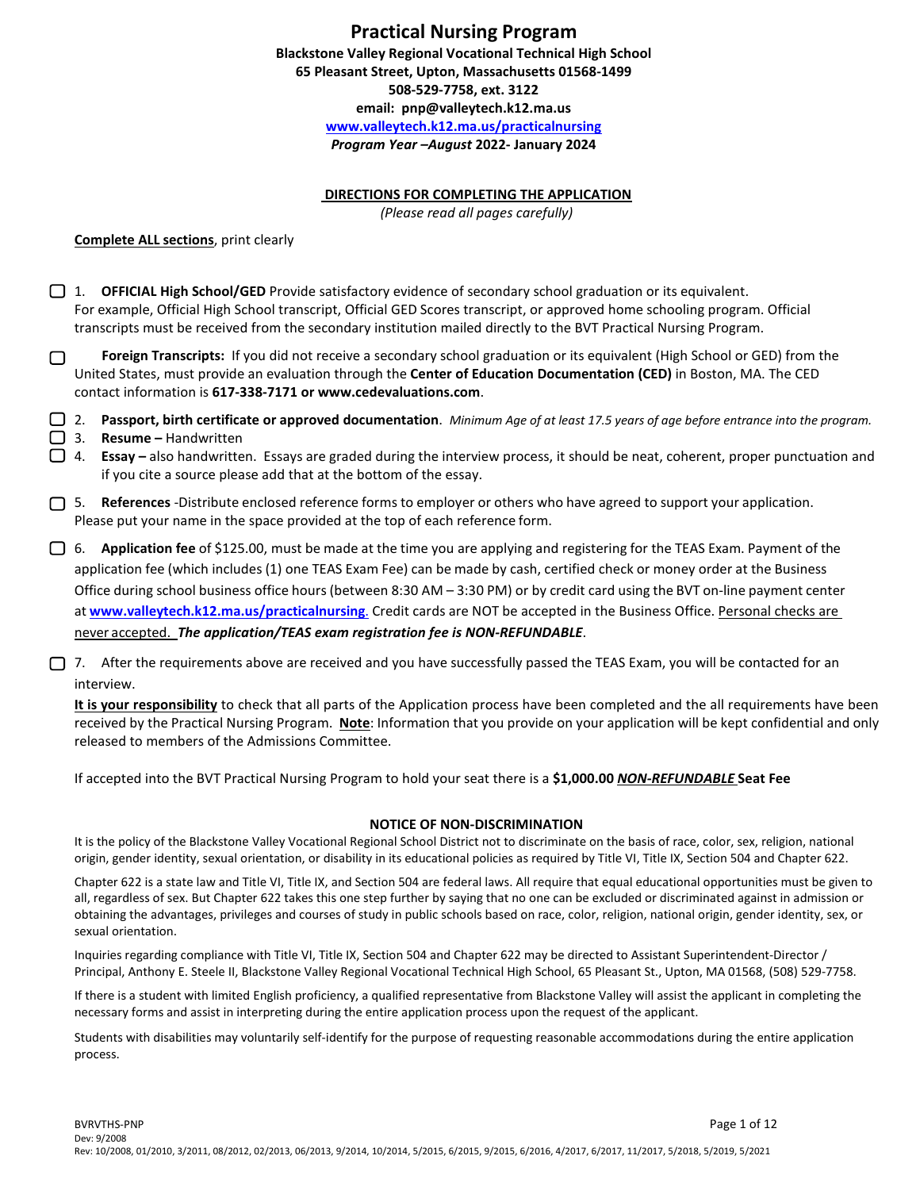# Practical Nursing Program

**Blackstone Valley Regional Vocational Technical High School**
**65 Pleasant Street, Upton, Massachusetts 01568-1499**
**508-529-7758, ext. 3122**
**email: pnp@valleytech.k12.ma.us**
**www.valleytech.k12.ma.us/practicalnursing**
***Program Year –August* 2022- January 2024**

## DIRECTIONS FOR COMPLETING THE APPLICATION

*(Please read all pages carefully)*

**Complete ALL sections**, print clearly

- [ ] 1. **OFFICIAL High School/GED** Provide satisfactory evidence of secondary school graduation or its equivalent. For example, Official High School transcript, Official GED Scores transcript, or approved home schooling program. Official transcripts must be received from the secondary institution mailed directly to the BVT Practical Nursing Program.

- [ ] **Foreign Transcripts:** If you did not receive a secondary school graduation or its equivalent (High School or GED) from the United States, must provide an evaluation through the **Center of Education Documentation (CED)** in Boston, MA. The CED contact information is **617-338-7171 or www.cedevaluations.com**.

- [ ] 2. **Passport, birth certificate or approved documentation**. *Minimum Age of at least 17.5 years of age before entrance into the program.*
- [ ] 3. **Resume –** Handwritten
- [ ] 4. **Essay –** also handwritten. Essays are graded during the interview process, it should be neat, coherent, proper punctuation and if you cite a source please add that at the bottom of the essay.

- [ ] 5. **References** -Distribute enclosed reference forms to employer or others who have agreed to support your application. Please put your name in the space provided at the top of each reference form.

- [ ] 6. **Application fee** of $125.00, must be made at the time you are applying and registering for the TEAS Exam. Payment of the application fee (which includes (1) one TEAS Exam Fee) can be made by cash, certified check or money order at the Business Office during school business office hours (between 8:30 AM – 3:30 PM) or by credit card using the BVT on-line payment center at **www.valleytech.k12.ma.us/practicalnursing**. Credit cards are NOT be accepted in the Business Office. Personal checks are never accepted. ***The application/TEAS exam registration fee is NON-REFUNDABLE***.

- [ ] 7. After the requirements above are received and you have successfully passed the TEAS Exam, you will be contacted for an interview.

**It is your responsibility** to check that all parts of the Application process have been completed and the all requirements have been received by the Practical Nursing Program. **Note**: Information that you provide on your application will be kept confidential and only released to members of the Admissions Committee.

If accepted into the BVT Practical Nursing Program to hold your seat there is a **$1,000.00 *NON-REFUNDABLE* Seat Fee**

### NOTICE OF NON-DISCRIMINATION

It is the policy of the Blackstone Valley Vocational Regional School District not to discriminate on the basis of race, color, sex, religion, national origin, gender identity, sexual orientation, or disability in its educational policies as required by Title VI, Title IX, Section 504 and Chapter 622.

Chapter 622 is a state law and Title VI, Title IX, and Section 504 are federal laws. All require that equal educational opportunities must be given to all, regardless of sex. But Chapter 622 takes this one step further by saying that no one can be excluded or discriminated against in admission or obtaining the advantages, privileges and courses of study in public schools based on race, color, religion, national origin, gender identity, sex, or sexual orientation.

Inquiries regarding compliance with Title VI, Title IX, Section 504 and Chapter 622 may be directed to Assistant Superintendent-Director / Principal, Anthony E. Steele II, Blackstone Valley Regional Vocational Technical High School, 65 Pleasant St., Upton, MA 01568, (508) 529-7758.

If there is a student with limited English proficiency, a qualified representative from Blackstone Valley will assist the applicant in completing the necessary forms and assist in interpreting during the entire application process upon the request of the applicant.

Students with disabilities may voluntarily self-identify for the purpose of requesting reasonable accommodations during the entire application process.

BVRVTHS-PNP
Dev: 9/2008
Rev: 10/2008, 01/2010, 3/2011, 08/2012, 02/2013, 06/2013, 9/2014, 10/2014, 5/2015, 6/2015, 9/2015, 6/2016, 4/2017, 6/2017, 11/2017, 5/2018, 5/2019, 5/2021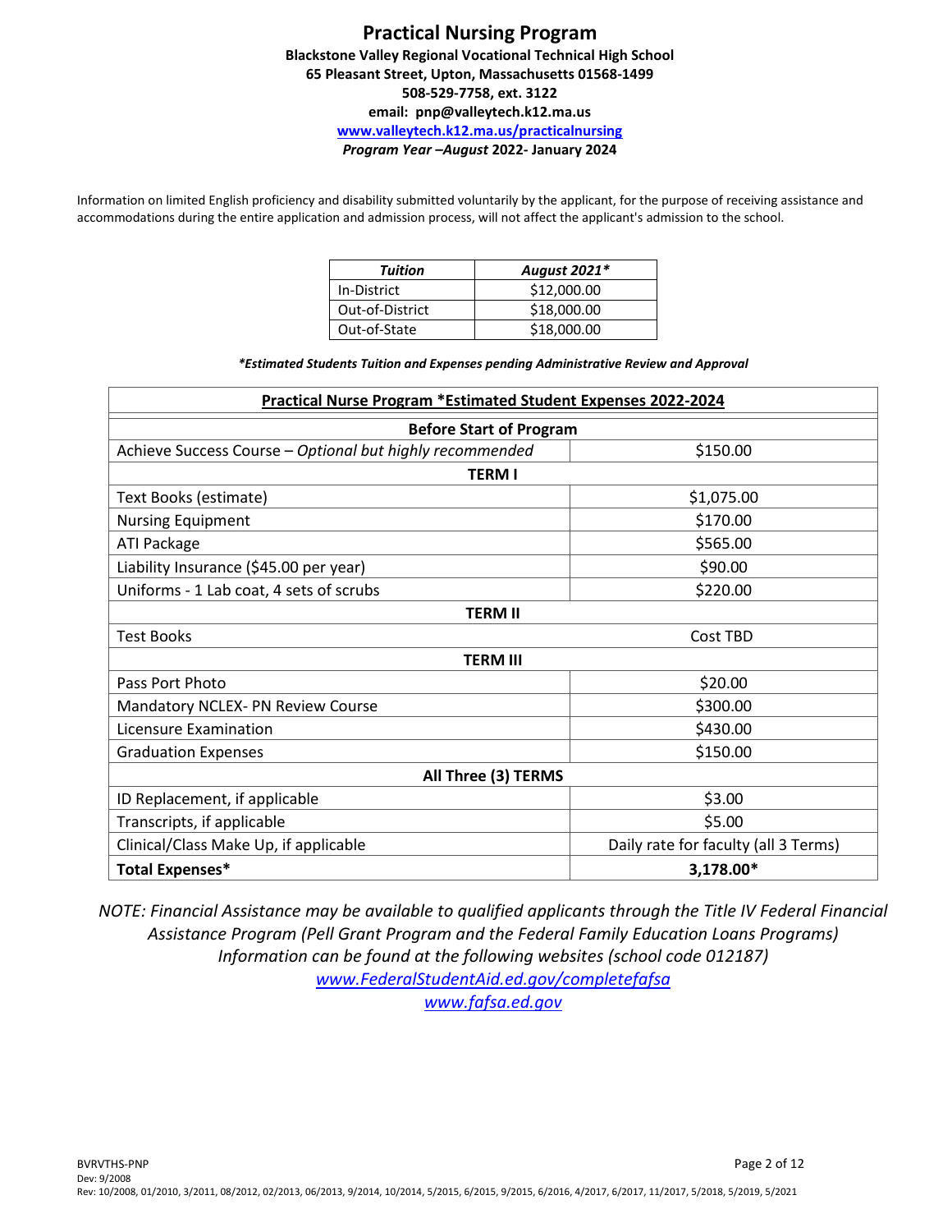# Practical Nursing Program

**Blackstone Valley Regional Vocational Technical High School**
**65 Pleasant Street, Upton, Massachusetts 01568-1499**
**508-529-7758, ext. 3122**
**email: pnp@valleytech.k12.ma.us**
**www.valleytech.k12.ma.us/practicalnursing**
***Program Year –August* 2022- January 2024**

Information on limited English proficiency and disability submitted voluntarily by the applicant, for the purpose of receiving assistance and accommodations during the entire application and admission process, will not affect the applicant's admission to the school.

| *Tuition* | *August 2021\** |
|---|---|
| In-District | $12,000.00 |
| Out-of-District | $18,000.00 |
| Out-of-State | $18,000.00 |

***Estimated Students Tuition and Expenses pending Administrative Review and Approval***

| **Practical Nurse Program *Estimated Student Expenses 2022-2024** | |
|---|---|
| **Before Start of Program** | |
| Achieve Success Course – *Optional but highly recommended* | $150.00 |
| **TERM I** | |
| Text Books (estimate) | $1,075.00 |
| Nursing Equipment | $170.00 |
| ATI Package | $565.00 |
| Liability Insurance ($45.00 per year) | $90.00 |
| Uniforms - 1 Lab coat, 4 sets of scrubs | $220.00 |
| **TERM II** | |
| Test Books | Cost TBD |
| **TERM III** | |
| Pass Port Photo | $20.00 |
| Mandatory NCLEX- PN Review Course | $300.00 |
| Licensure Examination | $430.00 |
| Graduation Expenses | $150.00 |
| **All Three (3) TERMS** | |
| ID Replacement, if applicable | $3.00 |
| Transcripts, if applicable | $5.00 |
| Clinical/Class Make Up, if applicable | Daily rate for faculty (all 3 Terms) |
| **Total Expenses*** | **3,178.00*** |

*NOTE: Financial Assistance may be available to qualified applicants through the Title IV Federal Financial Assistance Program (Pell Grant Program and the Federal Family Education Loans Programs) Information can be found at the following websites (school code 012187)*
*www.FederalStudentAid.ed.gov/completefafsa*
*www.fafsa.ed.gov*

BVRVTHS-PNP
Dev: 9/2008
Rev: 10/2008, 01/2010, 3/2011, 08/2012, 02/2013, 06/2013, 9/2014, 10/2014, 5/2015, 6/2015, 9/2015, 6/2016, 4/2017, 6/2017, 11/2017, 5/2018, 5/2019, 5/2021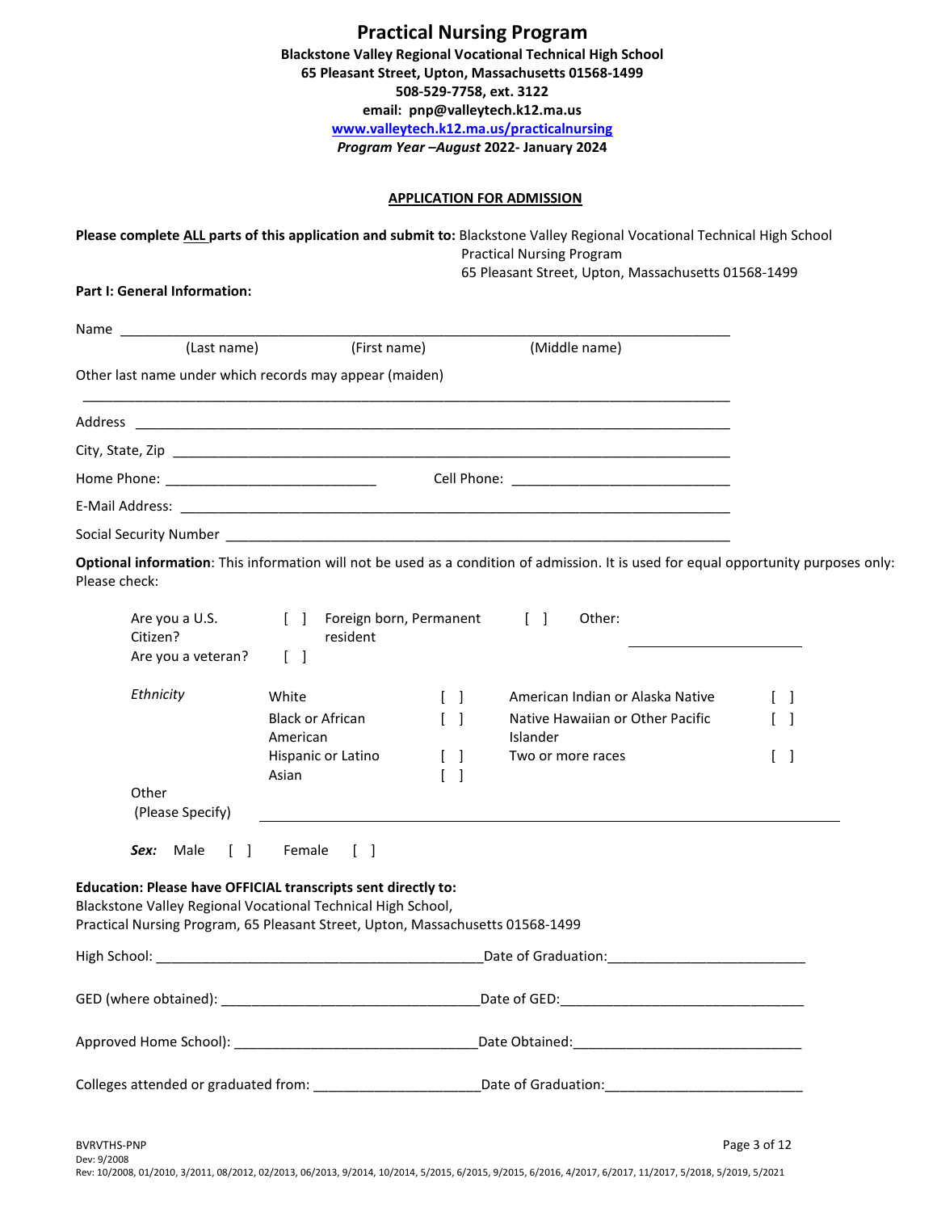# Practical Nursing Program

**Blackstone Valley Regional Vocational Technical High School**
**65 Pleasant Street, Upton, Massachusetts 01568-1499**
**508-529-7758, ext. 3122**
**email: pnp@valleytech.k12.ma.us**
**www.valleytech.k12.ma.us/practicalnursing**
***Program Year –August* 2022- January 2024**

## APPLICATION FOR ADMISSION

**Please complete ALL parts of this application and submit to:** Blackstone Valley Regional Vocational Technical High School
Practical Nursing Program
65 Pleasant Street, Upton, Massachusetts 01568-1499

**Part I: General Information:**

Name ________________________________________________________________________
(Last name) (First name) (Middle name)

Other last name under which records may appear (maiden)

________________________________________________________________________

Address ________________________________________________________________________

City, State, Zip ________________________________________________________________________

Home Phone: ___________________________ Cell Phone: ___________________________

E-Mail Address: ________________________________________________________________________

Social Security Number ________________________________________________________________________

**Optional information**: This information will not be used as a condition of admission. It is used for equal opportunity purposes only: Please check:

Are you a U.S. Citizen? [ ] Foreign born, Permanent resident [ ] Other: ______________________
Are you a veteran? [ ]

| *Ethnicity* | White | [ ] | American Indian or Alaska Native | [ ] |
|---|---|---|---|---|
| | Black or African American | [ ] | Native Hawaiian or Other Pacific Islander | [ ] |
| | Hispanic or Latino | [ ] | Two or more races | [ ] |
| | Asian | [ ] | | |

Other
(Please Specify) ________________________________________________________________________

***Sex:*** Male [ ] Female [ ]

**Education: Please have OFFICIAL transcripts sent directly to:**
Blackstone Valley Regional Vocational Technical High School,
Practical Nursing Program, 65 Pleasant Street, Upton, Massachusetts 01568-1499

High School: ________________________________________Date of Graduation:__________________________

GED (where obtained): __________________________________Date of GED:________________________________

Approved Home School): ________________________________Date Obtained:______________________________

Colleges attended or graduated from: _____________________Date of Graduation:__________________________

BVRVTHS-PNP
Dev: 9/2008
Rev: 10/2008, 01/2010, 3/2011, 08/2012, 02/2013, 06/2013, 9/2014, 10/2014, 5/2015, 6/2015, 9/2015, 6/2016, 4/2017, 6/2017, 11/2017, 5/2018, 5/2019, 5/2021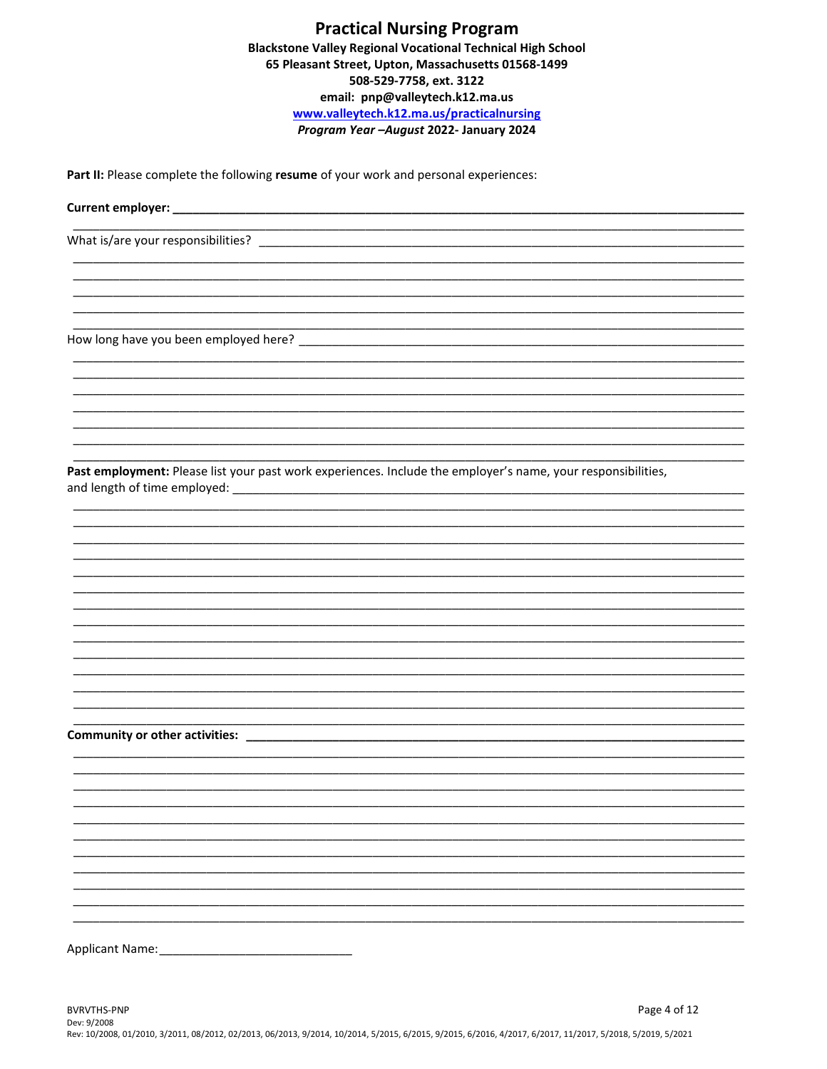# Practical Nursing Program

**Blackstone Valley Regional Vocational Technical High School**
**65 Pleasant Street, Upton, Massachusetts 01568-1499**
**508-529-7758, ext. 3122**
**email: pnp@valleytech.k12.ma.us**
**www.valleytech.k12.ma.us/practicalnursing**
***Program Year –August* 2022- January 2024**

**Part II:** Please complete the following **resume** of your work and personal experiences:

**Current employer:** ______________________________________________________________________

What is/are your responsibilities? ______________________________________________________

How long have you been employed here? _________________________________________________

**Past employment:** Please list your past work experiences. Include the employer's name, your responsibilities, and length of time employed: ______________________________________________________

**Community or other activities:** ________________________________________________________

Applicant Name:____________________________

BVRVTHS-PNP
Dev: 9/2008
Rev: 10/2008, 01/2010, 3/2011, 08/2012, 02/2013, 06/2013, 9/2014, 10/2014, 5/2015, 6/2015, 9/2015, 6/2016, 4/2017, 6/2017, 11/2017, 5/2018, 5/2019, 5/2021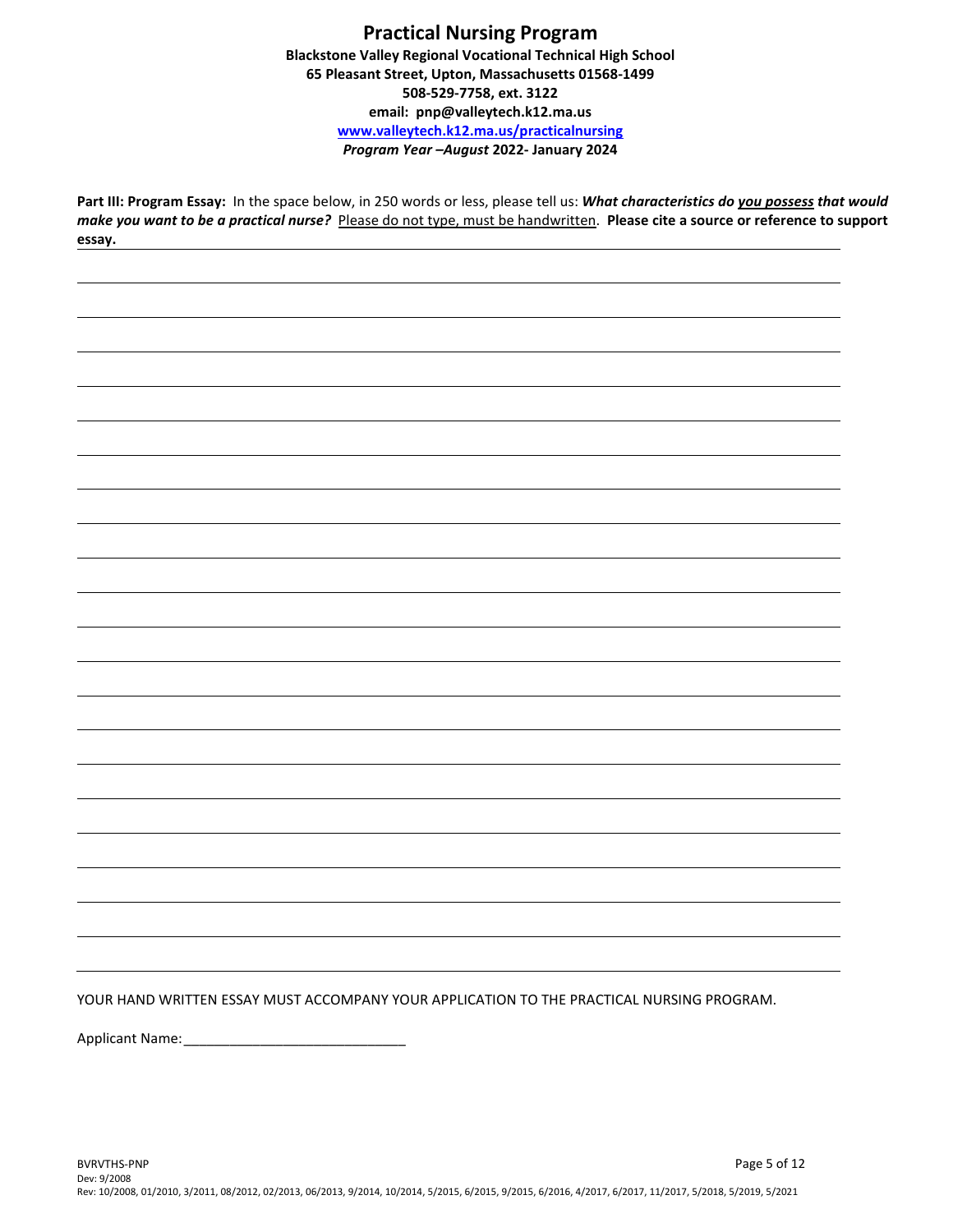# Practical Nursing Program

**Blackstone Valley Regional Vocational Technical High School**
**65 Pleasant Street, Upton, Massachusetts 01568-1499**
**508-529-7758, ext. 3122**
**email: pnp@valleytech.k12.ma.us**
**www.valleytech.k12.ma.us/practicalnursing**
***Program Year –August* 2022- January 2024**

**Part III: Program Essay:** In the space below, in 250 words or less, please tell us: ***What characteristics do you possess that would make you want to be a practical nurse?*** Please do not type, must be handwritten. **Please cite a source or reference to support essay.**

YOUR HAND WRITTEN ESSAY MUST ACCOMPANY YOUR APPLICATION TO THE PRACTICAL NURSING PROGRAM.

Applicant Name:____________________________

BVRVTHS-PNP
Dev: 9/2008
Rev: 10/2008, 01/2010, 3/2011, 08/2012, 02/2013, 06/2013, 9/2014, 10/2014, 5/2015, 6/2015, 9/2015, 6/2016, 4/2017, 6/2017, 11/2017, 5/2018, 5/2019, 5/2021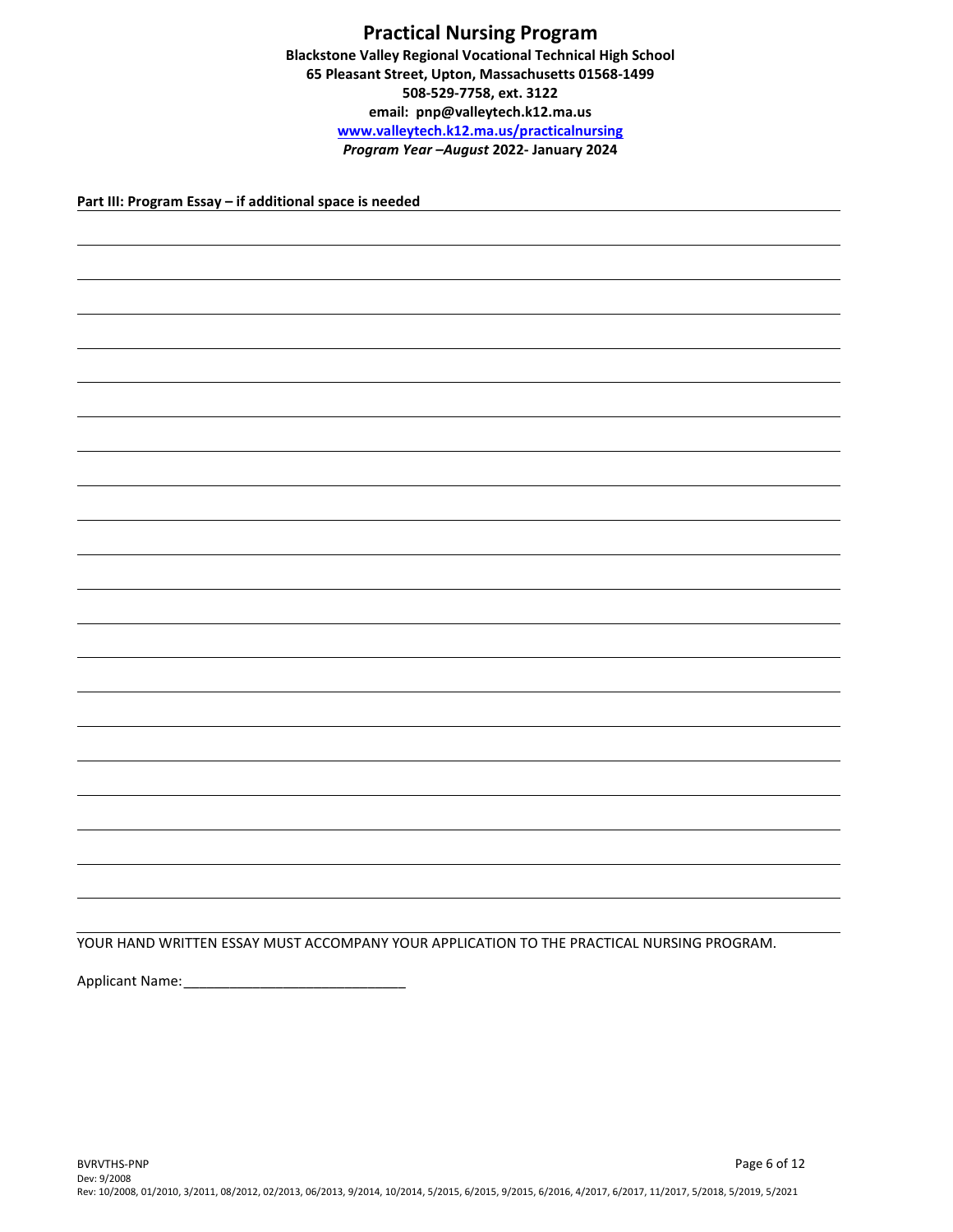# Practical Nursing Program

**Blackstone Valley Regional Vocational Technical High School**
**65 Pleasant Street, Upton, Massachusetts 01568-1499**
**508-529-7758, ext. 3122**
**email: pnp@valleytech.k12.ma.us**
**www.valleytech.k12.ma.us/practicalnursing**
***Program Year –August* 2022- January 2024**

**Part III: Program Essay – if additional space is needed**

YOUR HAND WRITTEN ESSAY MUST ACCOMPANY YOUR APPLICATION TO THE PRACTICAL NURSING PROGRAM.

Applicant Name:____________________________

BVRVTHS-PNP
Dev: 9/2008
Rev: 10/2008, 01/2010, 3/2011, 08/2012, 02/2013, 06/2013, 9/2014, 10/2014, 5/2015, 6/2015, 9/2015, 6/2016, 4/2017, 6/2017, 11/2017, 5/2018, 5/2019, 5/2021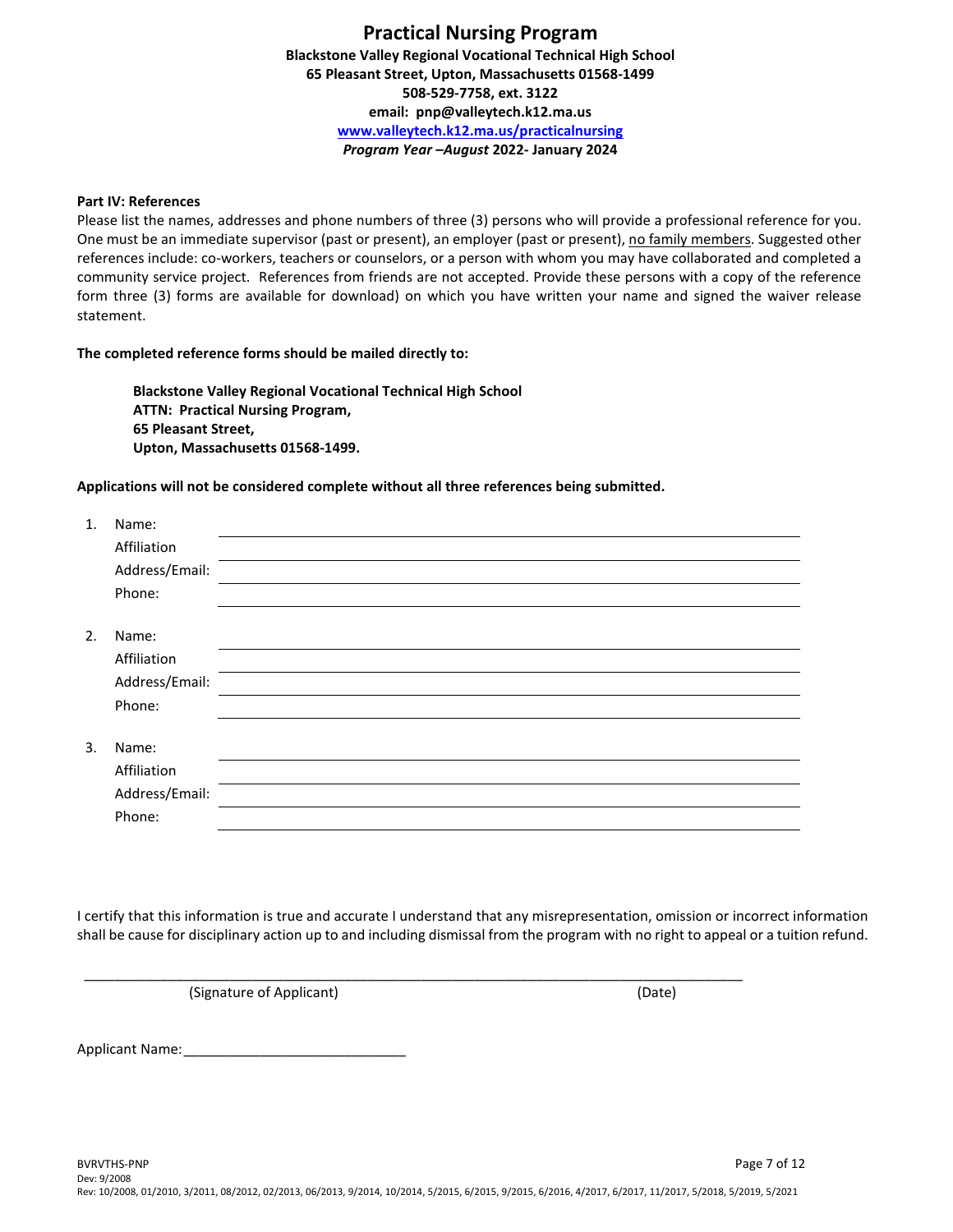# Practical Nursing Program

**Blackstone Valley Regional Vocational Technical High School**
**65 Pleasant Street, Upton, Massachusetts 01568-1499**
**508-529-7758, ext. 3122**
**email: pnp@valleytech.k12.ma.us**
**www.valleytech.k12.ma.us/practicalnursing**
***Program Year –August* 2022- January 2024**

**Part IV: References**

Please list the names, addresses and phone numbers of three (3) persons who will provide a professional reference for you. One must be an immediate supervisor (past or present), an employer (past or present), no family members. Suggested other references include: co-workers, teachers or counselors, or a person with whom you may have collaborated and completed a community service project. References from friends are not accepted. Provide these persons with a copy of the reference form three (3) forms are available for download) on which you have written your name and signed the waiver release statement.

**The completed reference forms should be mailed directly to:**

**Blackstone Valley Regional Vocational Technical High School**
**ATTN: Practical Nursing Program,**
**65 Pleasant Street,**
**Upton, Massachusetts 01568-1499.**

**Applications will not be considered complete without all three references being submitted.**

1. Name: ______________________________
   Affiliation ______________________________
   Address/Email: ______________________________
   Phone: ______________________________

2. Name: ______________________________
   Affiliation ______________________________
   Address/Email: ______________________________
   Phone: ______________________________

3. Name: ______________________________
   Affiliation ______________________________
   Address/Email: ______________________________
   Phone: ______________________________

I certify that this information is true and accurate I understand that any misrepresentation, omission or incorrect information shall be cause for disciplinary action up to and including dismissal from the program with no right to appeal or a tuition refund.

______________________________________________________________________
(Signature of Applicant) (Date)

Applicant Name: ____________________________

BVRVTHS-PNP
Dev: 9/2008
Rev: 10/2008, 01/2010, 3/2011, 08/2012, 02/2013, 06/2013, 9/2014, 10/2014, 5/2015, 6/2015, 9/2015, 6/2016, 4/2017, 6/2017, 11/2017, 5/2018, 5/2019, 5/2021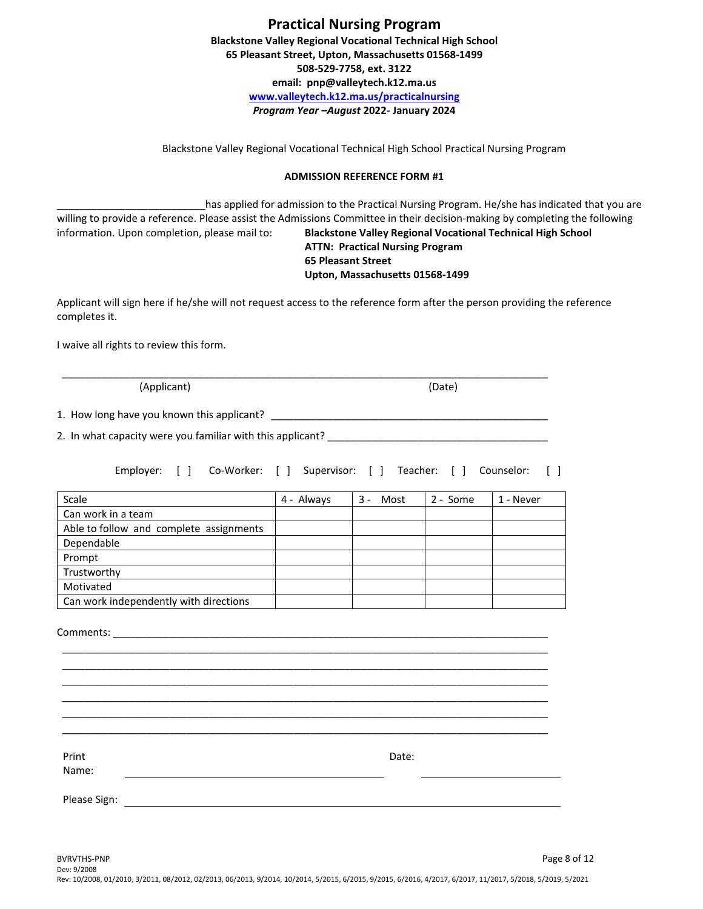# Practical Nursing Program

**Blackstone Valley Regional Vocational Technical High School**
**65 Pleasant Street, Upton, Massachusetts 01568-1499**
**508-529-7758, ext. 3122**
**email: pnp@valleytech.k12.ma.us**
**www.valleytech.k12.ma.us/practicalnursing**
***Program Year –August* 2022- January 2024**

Blackstone Valley Regional Vocational Technical High School Practical Nursing Program

**ADMISSION REFERENCE FORM #1**

__________________________has applied for admission to the Practical Nursing Program. He/she has indicated that you are willing to provide a reference. Please assist the Admissions Committee in their decision-making by completing the following information. Upon completion, please mail to:

**Blackstone Valley Regional Vocational Technical High School**
**ATTN: Practical Nursing Program**
**65 Pleasant Street**
**Upton, Massachusetts 01568-1499**

Applicant will sign here if he/she will not request access to the reference form after the person providing the reference completes it.

I waive all rights to review this form.

_____________________________________________________________________________________

(Applicant) (Date)

1. How long have you known this applicant? ____________________________________________

2. In what capacity were you familiar with this applicant? _________________________________

Employer: [ ] Co-Worker: [ ] Supervisor: [ ] Teacher: [ ] Counselor: [ ]

| Scale | 4 - Always | 3 - Most | 2 - Some | 1 - Never |
|---|---|---|---|---|
| Can work in a team | | | | |
| Able to follow and complete assignments | | | | |
| Dependable | | | | |
| Prompt | | | | |
| Trustworthy | | | | |
| Motivated | | | | |
| Can work independently with directions | | | | |

Comments: _____________________________________________________________________

_____________________________________________________________________________

_____________________________________________________________________________

_____________________________________________________________________________

_____________________________________________________________________________

_____________________________________________________________________________

_____________________________________________________________________________

Print Name: ______________________________________ Date: ____________________

Please Sign: ____________________________________________________________

BVRVTHS-PNP
Dev: 9/2008
Rev: 10/2008, 01/2010, 3/2011, 08/2012, 02/2013, 06/2013, 9/2014, 10/2014, 5/2015, 6/2015, 9/2015, 6/2016, 4/2017, 6/2017, 11/2017, 5/2018, 5/2019, 5/2021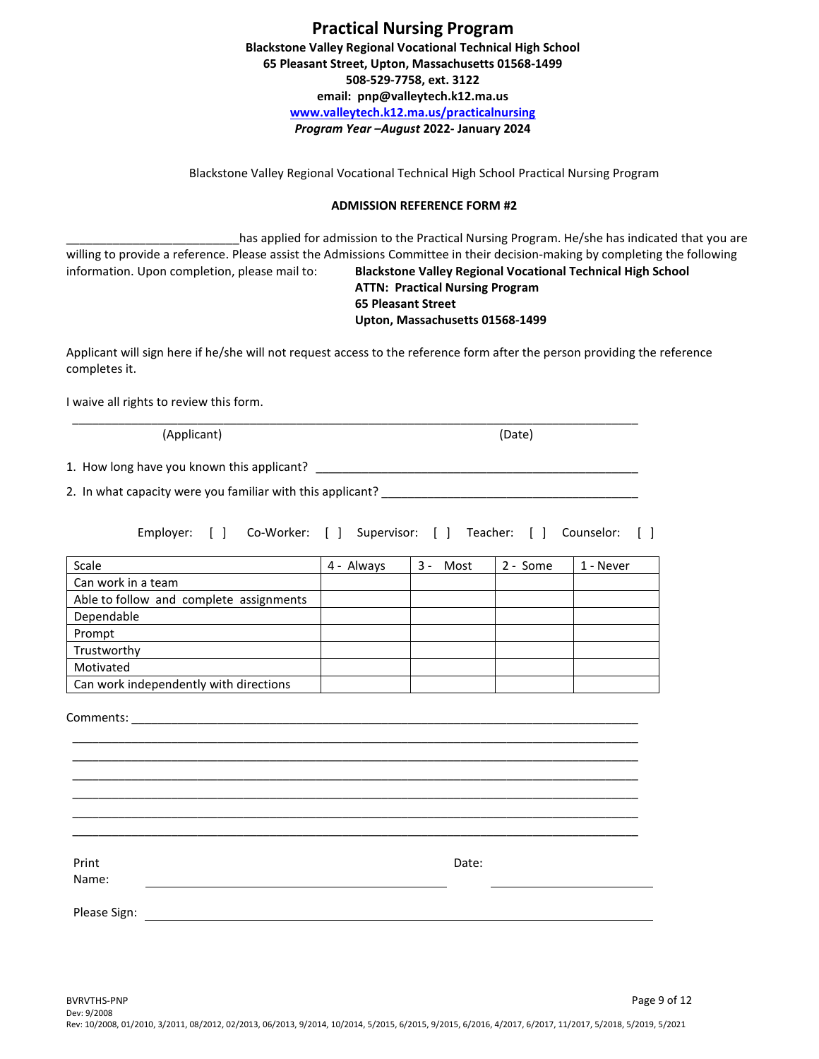# Practical Nursing Program

**Blackstone Valley Regional Vocational Technical High School**
**65 Pleasant Street, Upton, Massachusetts 01568-1499**
**508-529-7758, ext. 3122**
**email: pnp@valleytech.k12.ma.us**
**www.valleytech.k12.ma.us/practicalnursing**
***Program Year –August* 2022- January 2024**

Blackstone Valley Regional Vocational Technical High School Practical Nursing Program

## ADMISSION REFERENCE FORM #2

__________________________has applied for admission to the Practical Nursing Program. He/she has indicated that you are willing to provide a reference. Please assist the Admissions Committee in their decision-making by completing the following information. Upon completion, please mail to:

**Blackstone Valley Regional Vocational Technical High School**
**ATTN: Practical Nursing Program**
**65 Pleasant Street**
**Upton, Massachusetts 01568-1499**

Applicant will sign here if he/she will not request access to the reference form after the person providing the reference completes it.

I waive all rights to review this form.

_______________________________________________________________________________

(Applicant) (Date)

1. How long have you known this applicant? ________________________________________________

2. In what capacity were you familiar with this applicant? ______________________________________

Employer: [ ] Co-Worker: [ ] Supervisor: [ ] Teacher: [ ] Counselor: [ ]

| Scale | 4 - Always | 3 - Most | 2 - Some | 1 - Never |
|---|---|---|---|---|
| Can work in a team | | | | |
| Able to follow and complete assignments | | | | |
| Dependable | | | | |
| Prompt | | | | |
| Trustworthy | | | | |
| Motivated | | | | |
| Can work independently with directions | | | | |

Comments: ___________________________________________________________________________

_______________________________________________________________________________

_______________________________________________________________________________

_______________________________________________________________________________

_______________________________________________________________________________

_______________________________________________________________________________

_______________________________________________________________________________

Print Name: ____________________________________ Date: ______________________

Please Sign: _______________________________________________________________________

BVRVTHS-PNP
Dev: 9/2008
Rev: 10/2008, 01/2010, 3/2011, 08/2012, 02/2013, 06/2013, 9/2014, 10/2014, 5/2015, 6/2015, 9/2015, 6/2016, 4/2017, 6/2017, 11/2017, 5/2018, 5/2019, 5/2021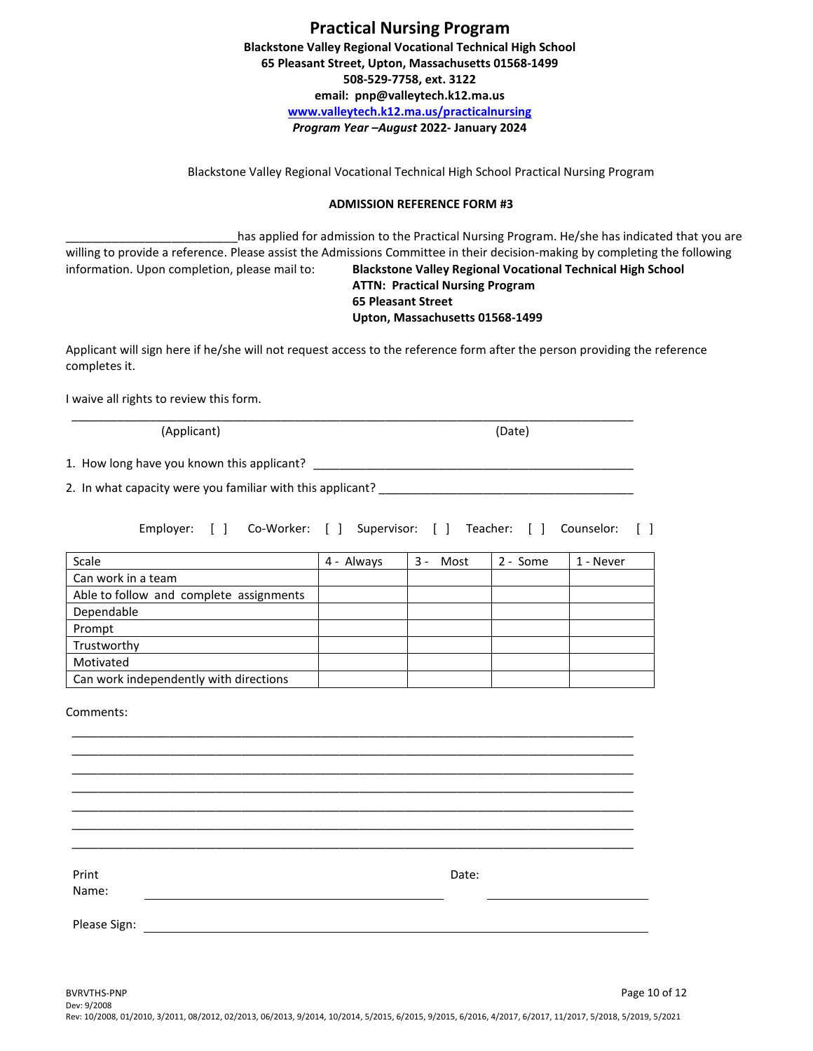# Practical Nursing Program

**Blackstone Valley Regional Vocational Technical High School**
**65 Pleasant Street, Upton, Massachusetts 01568-1499**
**508-529-7758, ext. 3122**
**email: pnp@valleytech.k12.ma.us**
**www.valleytech.k12.ma.us/practicalnursing**
***Program Year –August* 2022- January 2024**

Blackstone Valley Regional Vocational Technical High School Practical Nursing Program

**ADMISSION REFERENCE FORM #3**

__________________________has applied for admission to the Practical Nursing Program. He/she has indicated that you are willing to provide a reference. Please assist the Admissions Committee in their decision-making by completing the following information. Upon completion, please mail to:

**Blackstone Valley Regional Vocational Technical High School**
**ATTN: Practical Nursing Program**
**65 Pleasant Street**
**Upton, Massachusetts 01568-1499**

Applicant will sign here if he/she will not request access to the reference form after the person providing the reference completes it.

I waive all rights to review this form.

_______________________________________________________________________________

(Applicant) (Date)

1. How long have you known this applicant? __________________________________________________

2. In what capacity were you familiar with this applicant? _______________________________________

Employer: [ ] Co-Worker: [ ] Supervisor: [ ] Teacher: [ ] Counselor: [ ]

| Scale | 4 - Always | 3 - Most | 2 - Some | 1 - Never |
|---|---|---|---|---|
| Can work in a team | | | | |
| Able to follow and complete assignments | | | | |
| Dependable | | | | |
| Prompt | | | | |
| Trustworthy | | | | |
| Motivated | | | | |
| Can work independently with directions | | | | |

Comments:

_______________________________________________________________________________
_______________________________________________________________________________
_______________________________________________________________________________
_______________________________________________________________________________
_______________________________________________________________________________
_______________________________________________________________________________
_______________________________________________________________________________

Print Name: ________________________________ Date: ____________________

Please Sign: ______________________________________________________________

BVRVTHS-PNP
Dev: 9/2008
Rev: 10/2008, 01/2010, 3/2011, 08/2012, 02/2013, 06/2013, 9/2014, 10/2014, 5/2015, 6/2015, 9/2015, 6/2016, 4/2017, 6/2017, 11/2017, 5/2018, 5/2019, 5/2021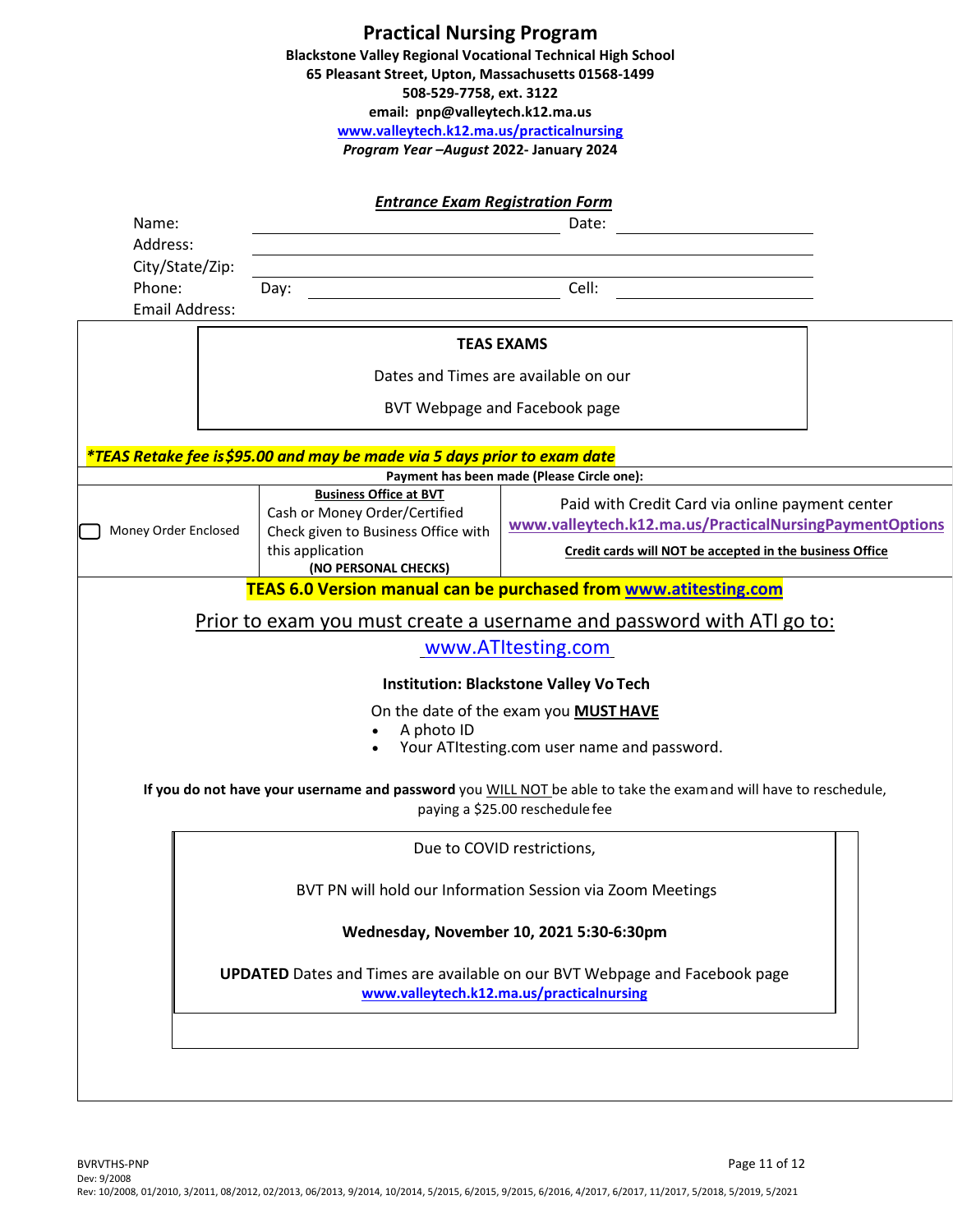# Practical Nursing Program

**Blackstone Valley Regional Vocational Technical High School**
**65 Pleasant Street, Upton, Massachusetts 01568-1499**
**508-529-7758, ext. 3122**
**email: pnp@valleytech.k12.ma.us**
**www.valleytech.k12.ma.us/practicalnursing**
***Program Year –August* 2022- January 2024**

## *Entrance Exam Registration Form*

Name: ______________________ Date: ______________

Address: ______________________

City/State/Zip: ______________________

Phone: Day: ______________ Cell: ______________

Email Address:

**TEAS EXAMS**

Dates and Times are available on our

BVT Webpage and Facebook page

***\*TEAS Retake fee is $95.00 and may be made via 5 days prior to exam date***

**Payment has been made (Please Circle one):**

| | | |
|---|---|---|
| ☐ Money Order Enclosed | **Business Office at BVT** Cash or Money Order/Certified Check given to Business Office with this application **(NO PERSONAL CHECKS)** | Paid with Credit Card via online payment center **www.valleytech.k12.ma.us/PracticalNursingPaymentOptions** **Credit cards will NOT be accepted in the business Office** |

**TEAS 6.0 Version manual can be purchased from www.atitesting.com**

Prior to exam you must create a username and password with ATI go to:

www.ATItesting.com

**Institution: Blackstone Valley Vo Tech**

On the date of the exam you **MUST HAVE**

- A photo ID
- Your ATItesting.com user name and password.

**If you do not have your username and password** you WILL NOT be able to take the exam and will have to reschedule, paying a $25.00 reschedule fee

Due to COVID restrictions,

BVT PN will hold our Information Session via Zoom Meetings

**Wednesday, November 10, 2021 5:30-6:30pm**

**UPDATED** Dates and Times are available on our BVT Webpage and Facebook page
**www.valleytech.k12.ma.us/practicalnursing**

BVRVTHS-PNP
Dev: 9/2008
Rev: 10/2008, 01/2010, 3/2011, 08/2012, 02/2013, 06/2013, 9/2014, 10/2014, 5/2015, 6/2015, 9/2015, 6/2016, 4/2017, 6/2017, 11/2017, 5/2018, 5/2019, 5/2021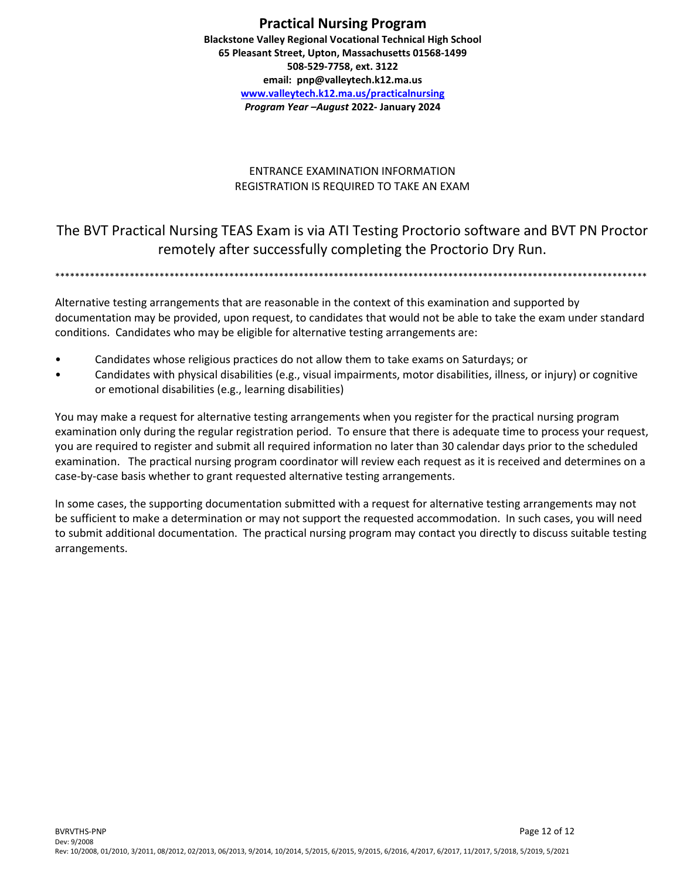# Practical Nursing Program

**Blackstone Valley Regional Vocational Technical High School**
**65 Pleasant Street, Upton, Massachusetts 01568-1499**
**508-529-7758, ext. 3122**
**email: pnp@valleytech.k12.ma.us**
**www.valleytech.k12.ma.us/practicalnursing**
***Program Year –August* 2022- January 2024**

ENTRANCE EXAMINATION INFORMATION
REGISTRATION IS REQUIRED TO TAKE AN EXAM

The BVT Practical Nursing TEAS Exam is via ATI Testing Proctorio software and BVT PN Proctor remotely after successfully completing the Proctorio Dry Run.

*************************************************************************************************************************

Alternative testing arrangements that are reasonable in the context of this examination and supported by documentation may be provided, upon request, to candidates that would not be able to take the exam under standard conditions. Candidates who may be eligible for alternative testing arrangements are:

- Candidates whose religious practices do not allow them to take exams on Saturdays; or
- Candidates with physical disabilities (e.g., visual impairments, motor disabilities, illness, or injury) or cognitive or emotional disabilities (e.g., learning disabilities)

You may make a request for alternative testing arrangements when you register for the practical nursing program examination only during the regular registration period. To ensure that there is adequate time to process your request, you are required to register and submit all required information no later than 30 calendar days prior to the scheduled examination. The practical nursing program coordinator will review each request as it is received and determines on a case-by-case basis whether to grant requested alternative testing arrangements.

In some cases, the supporting documentation submitted with a request for alternative testing arrangements may not be sufficient to make a determination or may not support the requested accommodation. In such cases, you will need to submit additional documentation. The practical nursing program may contact you directly to discuss suitable testing arrangements.

BVRVTHS-PNP
Dev: 9/2008
Rev: 10/2008, 01/2010, 3/2011, 08/2012, 02/2013, 06/2013, 9/2014, 10/2014, 5/2015, 6/2015, 9/2015, 6/2016, 4/2017, 6/2017, 11/2017, 5/2018, 5/2019, 5/2021